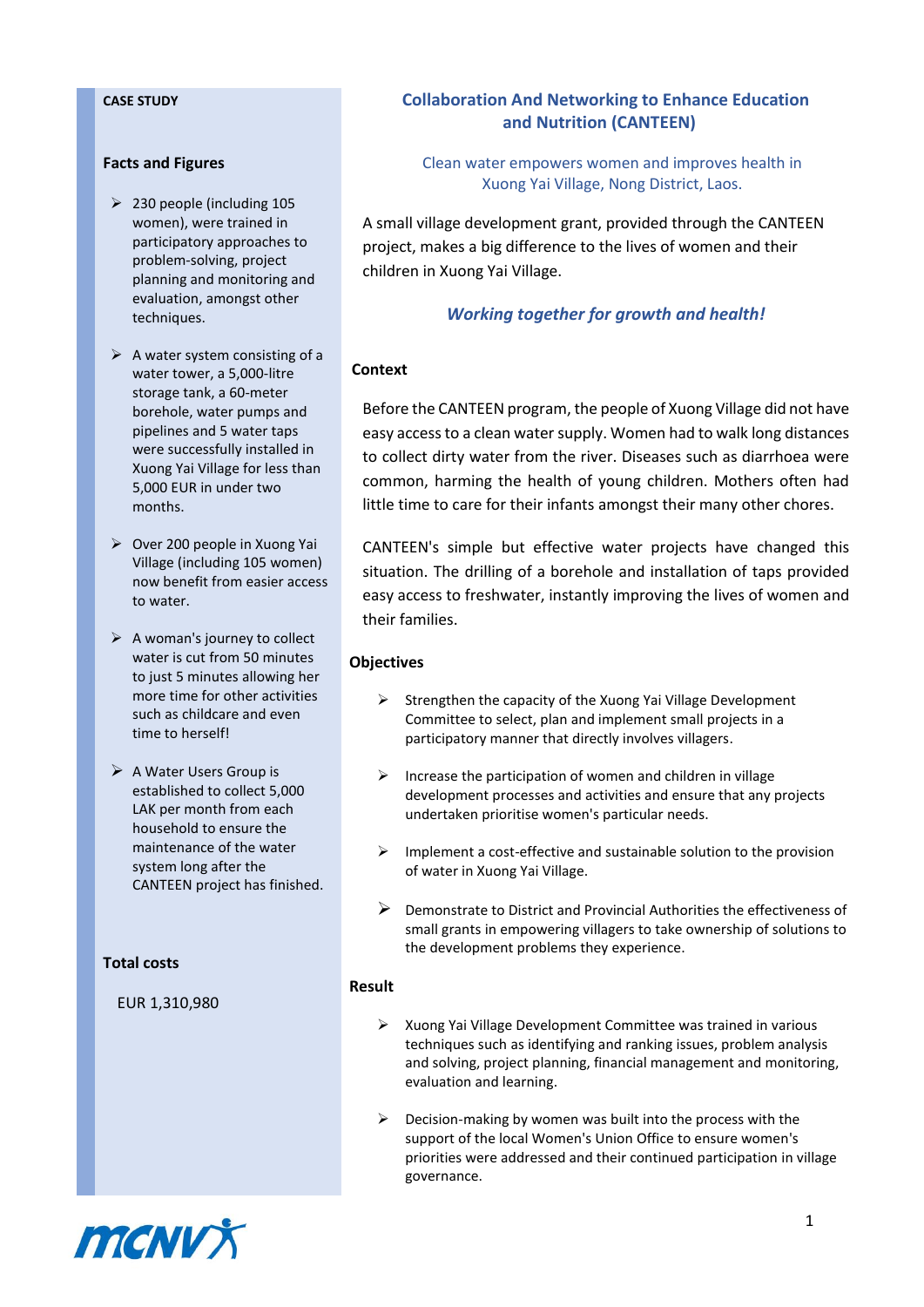**CASE STUDY**

# Collaboration And Networking to Enhance Education and Nutrition (CANTEEN)

Clean water empowers women and improves health in Xuong Yai Village, Nong District, Laos.

A small village development grant, provided through the CANTEEN project, makes a big difference to the lives of women and their children in Xuong Yai Village.

***Working together for growth and health!***

## Context

Before the CANTEEN program, the people of Xuong Village did not have easy access to a clean water supply. Women had to walk long distances to collect dirty water from the river. Diseases such as diarrhoea were common, harming the health of young children. Mothers often had little time to care for their infants amongst their many other chores.

CANTEEN's simple but effective water projects have changed this situation. The drilling of a borehole and installation of taps provided easy access to freshwater, instantly improving the lives of women and their families.

## Objectives

- Strengthen the capacity of the Xuong Yai Village Development Committee to select, plan and implement small projects in a participatory manner that directly involves villagers.
- Increase the participation of women and children in village development processes and activities and ensure that any projects undertaken prioritise women's particular needs.
- Implement a cost-effective and sustainable solution to the provision of water in Xuong Yai Village.
- Demonstrate to District and Provincial Authorities the effectiveness of small grants in empowering villagers to take ownership of solutions to the development problems they experience.

## Result

- Xuong Yai Village Development Committee was trained in various techniques such as identifying and ranking issues, problem analysis and solving, project planning, financial management and monitoring, evaluation and learning.
- Decision-making by women was built into the process with the support of the local Women's Union Office to ensure women's priorities were addressed and their continued participation in village governance.

## Facts and Figures

- 230 people (including 105 women), were trained in participatory approaches to problem-solving, project planning and monitoring and evaluation, amongst other techniques.
- A water system consisting of a water tower, a 5,000-litre storage tank, a 60-meter borehole, water pumps and pipelines and 5 water taps were successfully installed in Xuong Yai Village for less than 5,000 EUR in under two months.
- Over 200 people in Xuong Yai Village (including 105 women) now benefit from easier access to water.
- A woman's journey to collect water is cut from 50 minutes to just 5 minutes allowing her more time for other activities such as childcare and even time to herself!
- A Water Users Group is established to collect 5,000 LAK per month from each household to ensure the maintenance of the water system long after the CANTEEN project has finished.

## Total costs

EUR 1,310,980

MCNV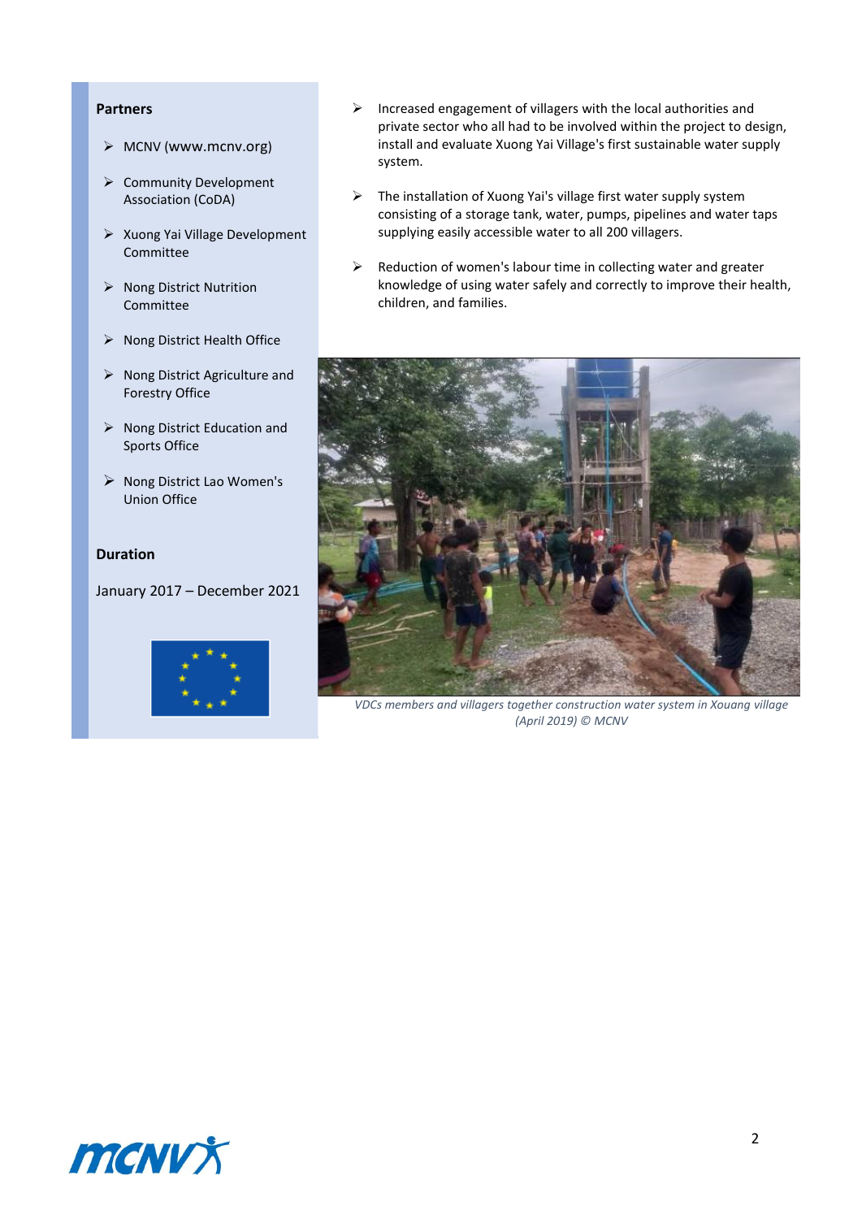**Partners**

- MCNV (www.mcnv.org)
- Community Development Association (CoDA)
- Xuong Yai Village Development Committee
- Nong District Nutrition Committee
- Nong District Health Office
- Nong District Agriculture and Forestry Office
- Nong District Education and Sports Office
- Nong District Lao Women's Union Office

**Duration**

January 2017 – December 2021

- Increased engagement of villagers with the local authorities and private sector who all had to be involved within the project to design, install and evaluate Xuong Yai Village's first sustainable water supply system.
- The installation of Xuong Yai's village first water supply system consisting of a storage tank, water, pumps, pipelines and water taps supplying easily accessible water to all 200 villagers.
- Reduction of women's labour time in collecting water and greater knowledge of using water safely and correctly to improve their health, children, and families.

*VDCs members and villagers together construction water system in Xouang village (April 2019) © MCNV*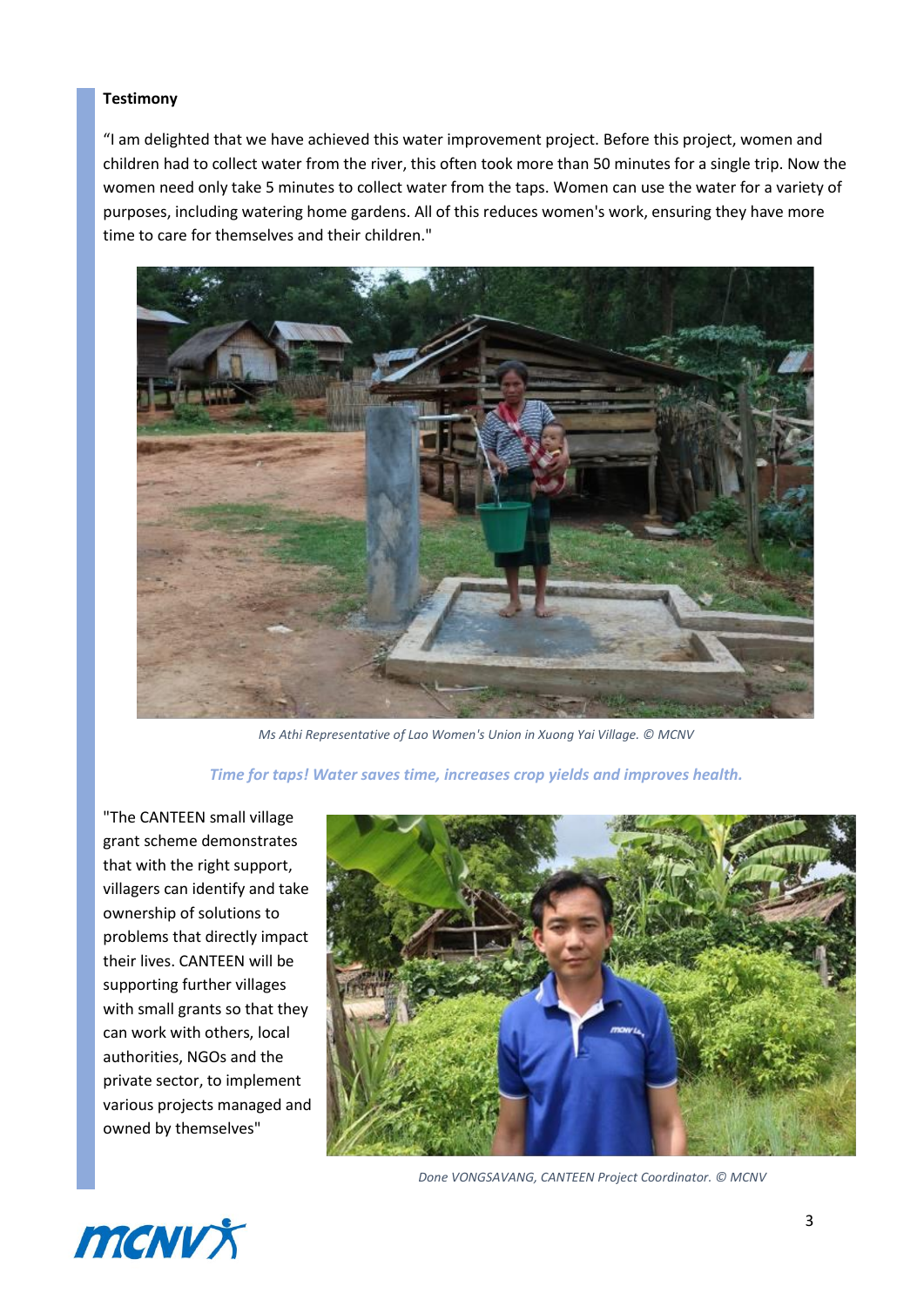**Testimony**

"I am delighted that we have achieved this water improvement project. Before this project, women and children had to collect water from the river, this often took more than 50 minutes for a single trip. Now the women need only take 5 minutes to collect water from the taps. Women can use the water for a variety of purposes, including watering home gardens. All of this reduces women's work, ensuring they have more time to care for themselves and their children."

*Ms Athi Representative of Lao Women's Union in Xuong Yai Village. © MCNV*

***Time for taps! Water saves time, increases crop yields and improves health.***

"The CANTEEN small village grant scheme demonstrates that with the right support, villagers can identify and take ownership of solutions to problems that directly impact their lives. CANTEEN will be supporting further villages with small grants so that they can work with others, local authorities, NGOs and the private sector, to implement various projects managed and owned by themselves"

*Done VONGSAVANG, CANTEEN Project Coordinator. © MCNV*